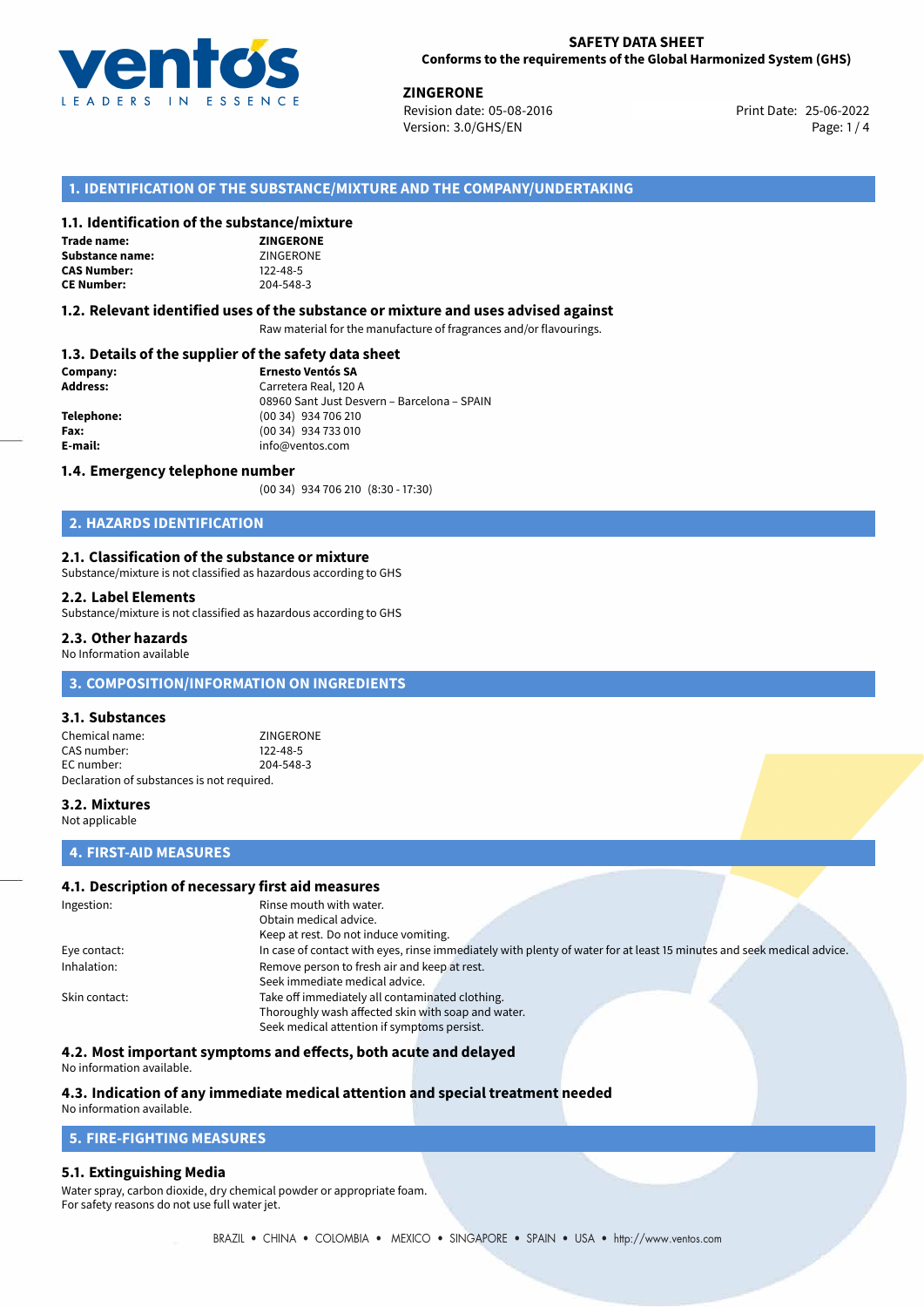**SAFETY DATA SHEET**
**Conforms to the requirements of the Global Harmonized System (GHS)**

**ZINGERONE**
Revision date: 05-08-2016
Version: 3.0/GHS/EN
Print Date: 25-06-2022

## 1. IDENTIFICATION OF THE SUBSTANCE/MIXTURE AND THE COMPANY/UNDERTAKING

### 1.1. Identification of the substance/mixture

| | |
|---|---|
| **Trade name:** | **ZINGERONE** |
| **Substance name:** | ZINGERONE |
| **CAS Number:** | 122-48-5 |
| **CE Number:** | 204-548-3 |

### 1.2. Relevant identified uses of the substance or mixture and uses advised against

Raw material for the manufacture of fragrances and/or flavourings.

### 1.3. Details of the supplier of the safety data sheet

| | |
|---|---|
| **Company:** | **Ernesto Ventós SA** |
| **Address:** | Carretera Real, 120 A<br>08960 Sant Just Desvern – Barcelona – SPAIN |
| **Telephone:** | (00 34) 934 706 210 |
| **Fax:** | (00 34) 934 733 010 |
| **E-mail:** | info@ventos.com |

### 1.4. Emergency telephone number

(00 34) 934 706 210 (8:30 - 17:30)

## 2. HAZARDS IDENTIFICATION

### 2.1. Classification of the substance or mixture

Substance/mixture is not classified as hazardous according to GHS

### 2.2. Label Elements

Substance/mixture is not classified as hazardous according to GHS

### 2.3. Other hazards

No Information available

## 3. COMPOSITION/INFORMATION ON INGREDIENTS

### 3.1. Substances

| | |
|---|---|
| Chemical name: | ZINGERONE |
| CAS number: | 122-48-5 |
| EC number: | 204-548-3 |

Declaration of substances is not required.

### 3.2. Mixtures

Not applicable

## 4. FIRST-AID MEASURES

### 4.1. Description of necessary first aid measures

| | |
|---|---|
| Ingestion: | Rinse mouth with water.<br>Obtain medical advice.<br>Keep at rest. Do not induce vomiting. |
| Eye contact: | In case of contact with eyes, rinse immediately with plenty of water for at least 15 minutes and seek medical advice. |
| Inhalation: | Remove person to fresh air and keep at rest.<br>Seek immediate medical advice. |
| Skin contact: | Take off immediately all contaminated clothing.<br>Thoroughly wash affected skin with soap and water.<br>Seek medical attention if symptoms persist. |

### 4.2. Most important symptoms and effects, both acute and delayed

No information available.

### 4.3. Indication of any immediate medical attention and special treatment needed

No information available.

## 5. FIRE-FIGHTING MEASURES

### 5.1. Extinguishing Media

Water spray, carbon dioxide, dry chemical powder or appropriate foam.
For safety reasons do not use full water jet.

BRAZIL • CHINA • COLOMBIA • MEXICO • SINGAPORE • SPAIN • USA • http://www.ventos.com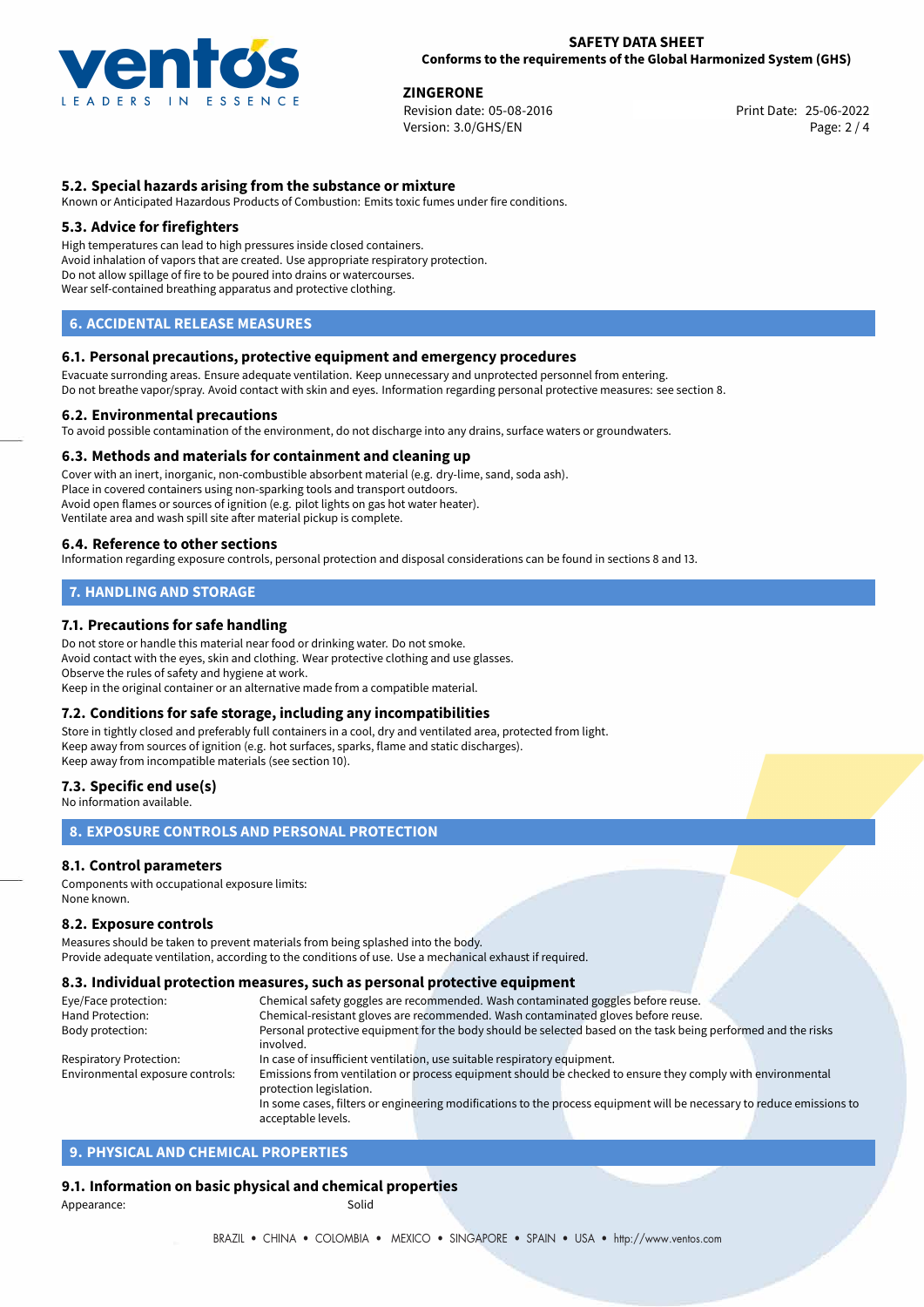### 5.2. Special hazards arising from the substance or mixture

Known or Anticipated Hazardous Products of Combustion: Emits toxic fumes under fire conditions.

### 5.3. Advice for firefighters

High temperatures can lead to high pressures inside closed containers.
Avoid inhalation of vapors that are created. Use appropriate respiratory protection.
Do not allow spillage of fire to be poured into drains or watercourses.
Wear self-contained breathing apparatus and protective clothing.

## 6. ACCIDENTAL RELEASE MEASURES

### 6.1. Personal precautions, protective equipment and emergency procedures

Evacuate surrounding areas. Ensure adequate ventilation. Keep unnecessary and unprotected personnel from entering.
Do not breathe vapor/spray. Avoid contact with skin and eyes. Information regarding personal protective measures: see section 8.

### 6.2. Environmental precautions

To avoid possible contamination of the environment, do not discharge into any drains, surface waters or groundwaters.

### 6.3. Methods and materials for containment and cleaning up

Cover with an inert, inorganic, non-combustible absorbent material (e.g. dry-lime, sand, soda ash).
Place in covered containers using non-sparking tools and transport outdoors.
Avoid open flames or sources of ignition (e.g. pilot lights on gas hot water heater).
Ventilate area and wash spill site after material pickup is complete.

### 6.4. Reference to other sections

Information regarding exposure controls, personal protection and disposal considerations can be found in sections 8 and 13.

## 7. HANDLING AND STORAGE

### 7.1. Precautions for safe handling

Do not store or handle this material near food or drinking water. Do not smoke.
Avoid contact with the eyes, skin and clothing. Wear protective clothing and use glasses.
Observe the rules of safety and hygiene at work.
Keep in the original container or an alternative made from a compatible material.

### 7.2. Conditions for safe storage, including any incompatibilities

Store in tightly closed and preferably full containers in a cool, dry and ventilated area, protected from light.
Keep away from sources of ignition (e.g. hot surfaces, sparks, flame and static discharges).
Keep away from incompatible materials (see section 10).

### 7.3. Specific end use(s)

No information available.

## 8. EXPOSURE CONTROLS AND PERSONAL PROTECTION

### 8.1. Control parameters

Components with occupational exposure limits:
None known.

### 8.2. Exposure controls

Measures should be taken to prevent materials from being splashed into the body.
Provide adequate ventilation, according to the conditions of use. Use a mechanical exhaust if required.

### 8.3. Individual protection measures, such as personal protective equipment

| | |
|---|---|
| Eye/Face protection: | Chemical safety goggles are recommended. Wash contaminated goggles before reuse. |
| Hand Protection: | Chemical-resistant gloves are recommended. Wash contaminated gloves before reuse. |
| Body protection: | Personal protective equipment for the body should be selected based on the task being performed and the risks involved. |
| Respiratory Protection: | In case of insufficient ventilation, use suitable respiratory equipment. |
| Environmental exposure controls: | Emissions from ventilation or process equipment should be checked to ensure they comply with environmental protection legislation. In some cases, filters or engineering modifications to the process equipment will be necessary to reduce emissions to acceptable levels. |

## 9. PHYSICAL AND CHEMICAL PROPERTIES

### 9.1. Information on basic physical and chemical properties

Appearance: Solid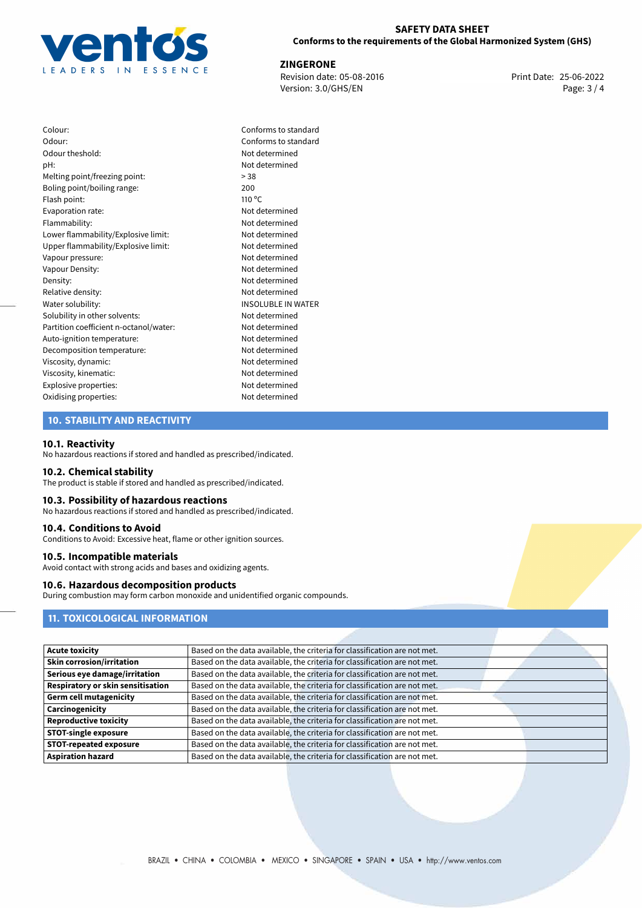| | |
|---|---|
| Colour: | Conforms to standard |
| Odour: | Conforms to standard |
| Odour theshold: | Not determined |
| pH: | Not determined |
| Melting point/freezing point: | > 38 |
| Boling point/boiling range: | 200 |
| Flash point: | 110 °C |
| Evaporation rate: | Not determined |
| Flammability: | Not determined |
| Lower flammability/Explosive limit: | Not determined |
| Upper flammability/Explosive limit: | Not determined |
| Vapour pressure: | Not determined |
| Vapour Density: | Not determined |
| Density: | Not determined |
| Relative density: | Not determined |
| Water solubility: | INSOLUBLE IN WATER |
| Solubility in other solvents: | Not determined |
| Partition coefficient n-octanol/water: | Not determined |
| Auto-ignition temperature: | Not determined |
| Decomposition temperature: | Not determined |
| Viscosity, dynamic: | Not determined |
| Viscosity, kinematic: | Not determined |
| Explosive properties: | Not determined |
| Oxidising properties: | Not determined |

## 10. STABILITY AND REACTIVITY

### 10.1. Reactivity

No hazardous reactions if stored and handled as prescribed/indicated.

### 10.2. Chemical stability

The product is stable if stored and handled as prescribed/indicated.

### 10.3. Possibility of hazardous reactions

No hazardous reactions if stored and handled as prescribed/indicated.

### 10.4. Conditions to Avoid

Conditions to Avoid: Excessive heat, flame or other ignition sources.

### 10.5. Incompatible materials

Avoid contact with strong acids and bases and oxidizing agents.

### 10.6. Hazardous decomposition products

During combustion may form carbon monoxide and unidentified organic compounds.

## 11. TOXICOLOGICAL INFORMATION

| | |
|---|---|
| **Acute toxicity** | Based on the data available, the criteria for classification are not met. |
| **Skin corrosion/irritation** | Based on the data available, the criteria for classification are not met. |
| **Serious eye damage/irritation** | Based on the data available, the criteria for classification are not met. |
| **Respiratory or skin sensitisation** | Based on the data available, the criteria for classification are not met. |
| **Germ cell mutagenicity** | Based on the data available, the criteria for classification are not met. |
| **Carcinogenicity** | Based on the data available, the criteria for classification are not met. |
| **Reproductive toxicity** | Based on the data available, the criteria for classification are not met. |
| **STOT-single exposure** | Based on the data available, the criteria for classification are not met. |
| **STOT-repeated exposure** | Based on the data available, the criteria for classification are not met. |
| **Aspiration hazard** | Based on the data available, the criteria for classification are not met. |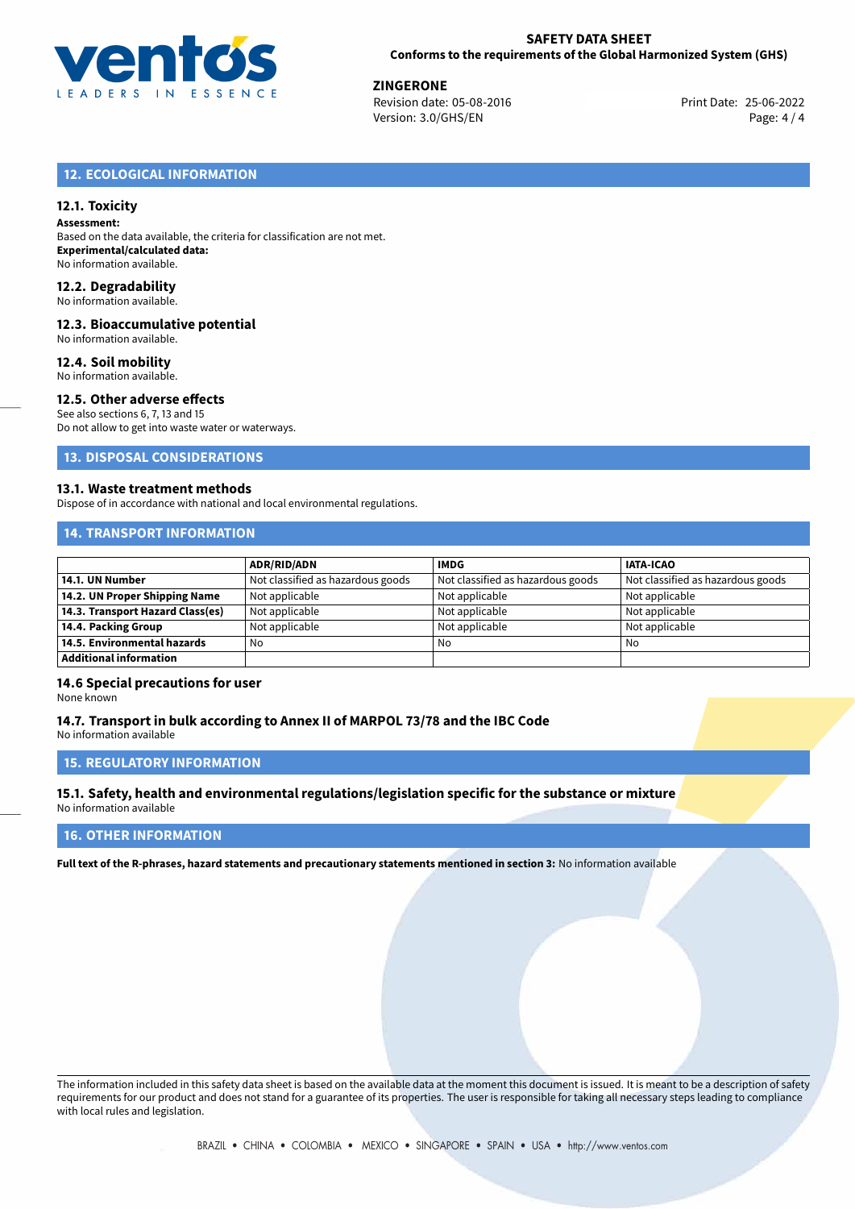## 12. ECOLOGICAL INFORMATION

### 12.1. Toxicity

**Assessment:**
Based on the data available, the criteria for classification are not met.
**Experimental/calculated data:**
No information available.

### 12.2. Degradability

No information available.

### 12.3. Bioaccumulative potential

No information available.

### 12.4. Soil mobility

No information available.

### 12.5. Other adverse effects

See also sections 6, 7, 13 and 15
Do not allow to get into waste water or waterways.

## 13. DISPOSAL CONSIDERATIONS

### 13.1. Waste treatment methods

Dispose of in accordance with national and local environmental regulations.

## 14. TRANSPORT INFORMATION

| | ADR/RID/ADN | IMDG | IATA-ICAO |
|---|---|---|---|
| **14.1. UN Number** | Not classified as hazardous goods | Not classified as hazardous goods | Not classified as hazardous goods |
| **14.2. UN Proper Shipping Name** | Not applicable | Not applicable | Not applicable |
| **14.3. Transport Hazard Class(es)** | Not applicable | Not applicable | Not applicable |
| **14.4. Packing Group** | Not applicable | Not applicable | Not applicable |
| **14.5. Environmental hazards** | No | No | No |
| **Additional information** | | | |

### 14.6 Special precautions for user

None known

### 14.7. Transport in bulk according to Annex II of MARPOL 73/78 and the IBC Code

No information available

## 15. REGULATORY INFORMATION

### 15.1. Safety, health and environmental regulations/legislation specific for the substance or mixture

No information available

## 16. OTHER INFORMATION

**Full text of the R-phrases, hazard statements and precautionary statements mentioned in section 3:** No information available

The information included in this safety data sheet is based on the available data at the moment this document is issued. It is meant to be a description of safety requirements for our product and does not stand for a guarantee of its properties. The user is responsible for taking all necessary steps leading to compliance with local rules and legislation.

BRAZIL • CHINA • COLOMBIA • MEXICO • SINGAPORE • SPAIN • USA • http://www.ventos.com